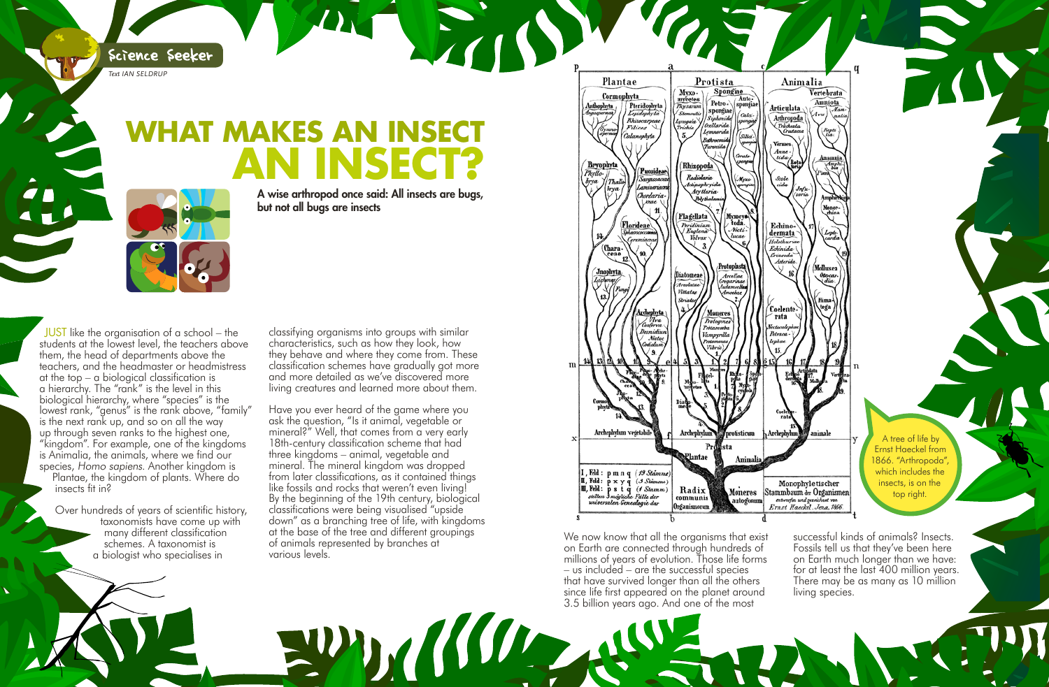Science Seeker

*Text IAN SELDRUP*

# WHAT MAKES AN INSECT AN INSECT?

**A wise arthropod once said: All insects are bugs, but not all bugs are insects**

JUST like the organisation of a school – the students at the lowest level, the teachers above them, the head of departments above the teachers, and the headmaster or headmistress at the top – a biological classification is a hierarchy. The "rank" is the level in this biological hierarchy, where "species" is the lowest rank, "genus" is the rank above, "family" is the next rank up, and so on all the way up through seven ranks to the highest one, "kingdom". For example, one of the kingdoms is Animalia, the animals, where we find our species, *Homo sapiens*. Another kingdom is Plantae, the kingdom of plants. Where do insects fit in?

Over hundreds of years of scientific history, taxonomists have come up with many different classification schemes. A taxonomist is a biologist who specialises in classifying organisms into groups with similar characteristics, such as how they look, how they behave and where they come from. These classification schemes have gradually got more and more detailed as we've discovered more living creatures and learned more about them.

Have you ever heard of the game where you ask the question, "Is it animal, vegetable or mineral?" Well, that comes from a very early 18th-century classification scheme that had three kingdoms – animal, vegetable and mineral. The mineral kingdom was dropped from later classifications, as it contained things like fossils and rocks that weren't even living! By the beginning of the 19th century, biological classifications were being visualised "upside down" as a branching tree of life, with kingdoms at the base of the tree and different groupings of animals represented by branches at various levels.

A tree of life by Ernst Haeckel from 1866. "Arthropoda", which includes the insects, is on the top right.

We now know that all the organisms that exist on Earth are connected through hundreds of millions of years of evolution. Those life forms – us included – are the successful species that have survived longer than all the others since life first appeared on the planet around 3.5 billion years ago. And one of the most successful kinds of animals? Insects. Fossils tell us that they've been here on Earth much longer than we have: for at least the last 400 million years. There may be as many as 10 million living species.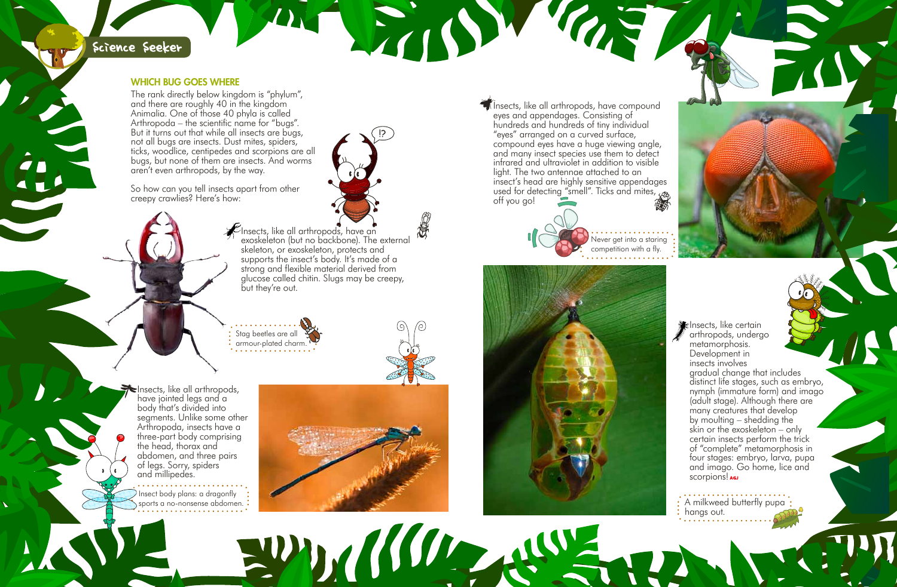## WHICH BUG GOES WHERE

The rank directly below kingdom is "phylum", and there are roughly 40 in the kingdom Animalia. One of those 40 phyla is called Arthropoda – the scientific name for "bugs". But it turns out that while all insects are bugs, not all bugs are insects. Dust mites, spiders, ticks, woodlice, centipedes and scorpions are all bugs, but none of them are insects. And worms aren't even arthropods, by the way.

So how can you tell insects apart from other creepy crawlies? Here's how:

Insects, like all arthropods, have an exoskeleton (but no backbone). The external skeleton, or exoskeleton, protects and supports the insect's body. It's made of a strong and flexible material derived from glucose called chitin. Slugs may be creepy, but they're out.

Stag beetles are all armour-plated charm.

Insects, like all arthropods, have jointed legs and a body that's divided into segments. Unlike some other Arthropoda, insects have a three-part body comprising the head, thorax and abdomen, and three pairs of legs. Sorry, spiders and millipedes.

Insect body plans: a dragonfly sports a no-nonsense abdomen.

Insects, like all arthropods, have compound eyes and appendages. Consisting of hundreds and hundreds of tiny individual "eyes" arranged on a curved surface, compound eyes have a huge viewing angle, and many insect species use them to detect infrared and ultraviolet in addition to visible light. The two antennae attached to an insect's head are highly sensitive appendages used for detecting "smell". Ticks and mites, off you go!

Never get into a staring competition with a fly.

Insects, like certain arthropods, undergo metamorphosis. Development in insects involves gradual change that includes distinct life stages, such as embryo, nymph (immature form) and imago (adult stage). Although there are many creatures that develop by moulting – shedding the skin or the exoskeleton – only certain insects perform the trick of "complete" metamorphosis in four stages: embryo, larva, pupa and imago. Go home, lice and scorpions! AGJ

A milkweed butterfly pupa hangs out.